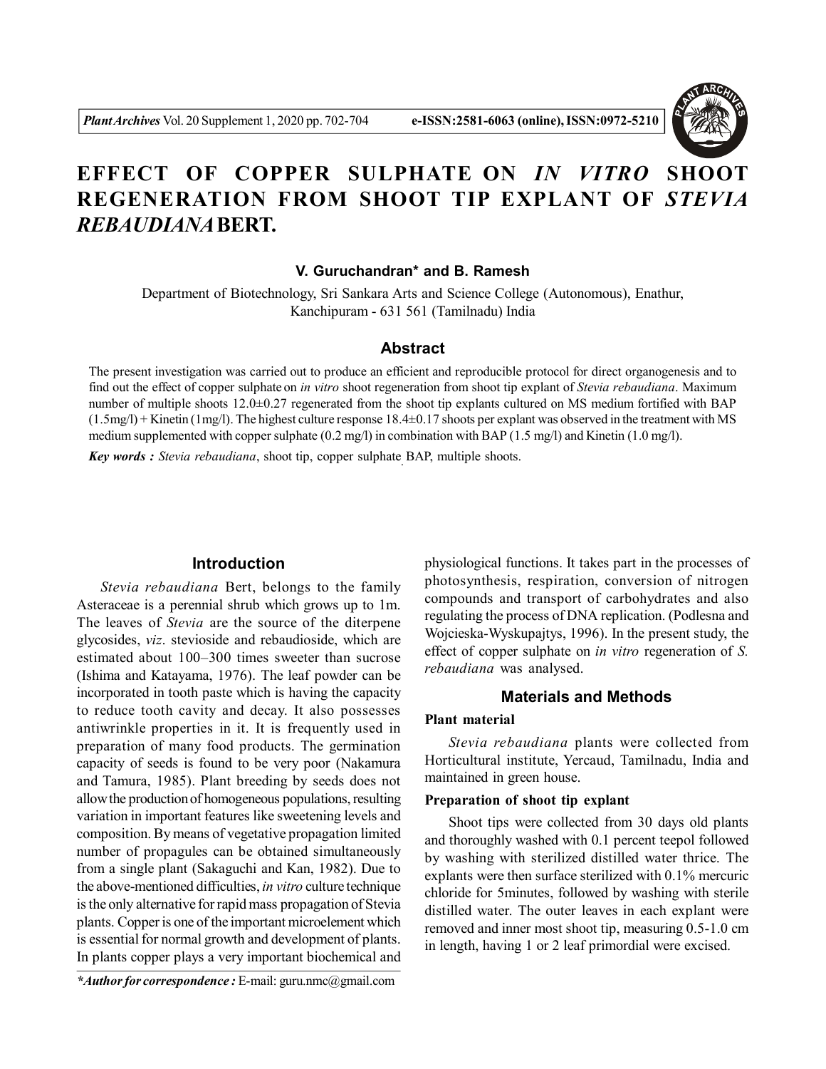# EFFECT OF COPPER SULPHATE ON *IN VITRO* SHOOT REGENERATION FROM SHOOT TIP EXPLANT OF *STEVIA REBAUDIANA* BERT.

**V. Guruchandran\* and B. Ramesh**

Department of Biotechnology, Sri Sankara Arts and Science College (Autonomous), Enathur, Kanchipuram - 631 561 (Tamilnadu) India

## Abstract

The present investigation was carried out to produce an efficient and reproducible protocol for direct organogenesis and to find out the effect of copper sulphate on *in vitro* shoot regeneration from shoot tip explant of *Stevia rebaudiana*. Maximum number of multiple shoots 12.0±0.27 regenerated from the shoot tip explants cultured on MS medium fortified with BAP (1.5mg/l) + Kinetin (1mg/l). The highest culture response 18.4±0.17 shoots per explant was observed in the treatment with MS medium supplemented with copper sulphate (0.2 mg/l) in combination with BAP (1.5 mg/l) and Kinetin (1.0 mg/l).

***Key words :*** *Stevia rebaudiana*, shoot tip, copper sulphate, BAP, multiple shoots.

## Introduction

*Stevia rebaudiana* Bert, belongs to the family Asteraceae is a perennial shrub which grows up to 1m. The leaves of *Stevia* are the source of the diterpene glycosides, *viz*. stevioside and rebaudioside, which are estimated about 100–300 times sweeter than sucrose (Ishima and Katayama, 1976). The leaf powder can be incorporated in tooth paste which is having the capacity to reduce tooth cavity and decay. It also possesses antiwrinkle properties in it. It is frequently used in preparation of many food products. The germination capacity of seeds is found to be very poor (Nakamura and Tamura, 1985). Plant breeding by seeds does not allow the production of homogeneous populations, resulting variation in important features like sweetening levels and composition. By means of vegetative propagation limited number of propagules can be obtained simultaneously from a single plant (Sakaguchi and Kan, 1982). Due to the above-mentioned difficulties, *in vitro* culture technique is the only alternative for rapid mass propagation of Stevia plants. Copper is one of the important microelement which is essential for normal growth and development of plants. In plants copper plays a very important biochemical and physiological functions. It takes part in the processes of photosynthesis, respiration, conversion of nitrogen compounds and transport of carbohydrates and also regulating the process of DNA replication. (Podlesna and Wojcieska-Wyskupajtys, 1996). In the present study, the effect of copper sulphate on *in vitro* regeneration of *S. rebaudiana* was analysed.

## Materials and Methods

### Plant material

*Stevia rebaudiana* plants were collected from Horticultural institute, Yercaud, Tamilnadu, India and maintained in green house.

### Preparation of shoot tip explant

Shoot tips were collected from 30 days old plants and thoroughly washed with 0.1 percent teepol followed by washing with sterilized distilled water thrice. The explants were then surface sterilized with 0.1% mercuric chloride for 5minutes, followed by washing with sterile distilled water. The outer leaves in each explant were removed and inner most shoot tip, measuring 0.5-1.0 cm in length, having 1 or 2 leaf primordial were excised.

***\*Author for correspondence :*** E-mail: guru.nmc@gmail.com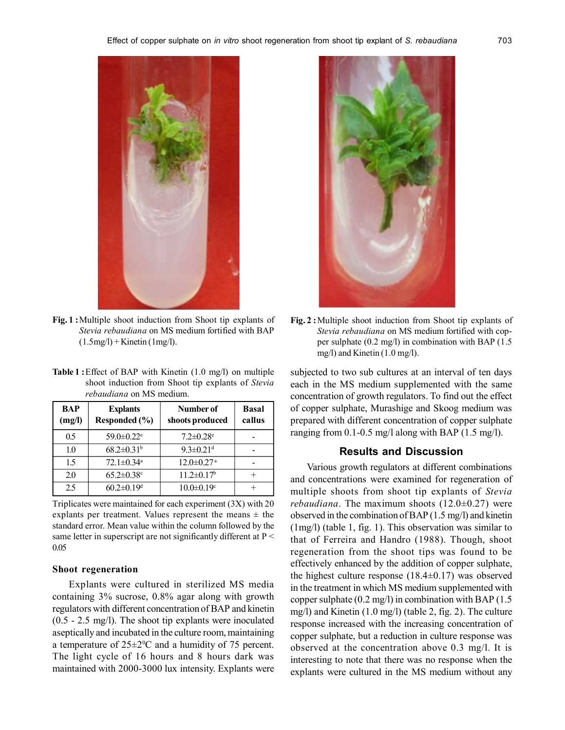Fig. 1 : Multiple shoot induction from Shoot tip explants of *Stevia rebaudiana* on MS medium fortified with BAP (1.5mg/l) + Kinetin (1mg/l).

Fig. 2 : Multiple shoot induction from Shoot tip explants of *Stevia rebaudiana* on MS medium fortified with copper sulphate (0.2 mg/l) in combination with BAP (1.5 mg/l) and Kinetin (1.0 mg/l).

**Table 1 :** Effect of BAP with Kinetin (1.0 mg/l) on multiple shoot induction from Shoot tip explants of *Stevia rebaudiana* on MS medium.

| BAP (mg/l) | Explants Responded (%) | Number of shoots produced | Basal callus |
|---|---|---|---|
| 0.5 | 59.0±0.22[e] | 7.2±0.28[e] | - |
| 1.0 | 68.2±0.31[b] | 9.3±0.21[d] | - |
| 1.5 | 72.1±0.34[a] | 12.0±0.27[a] | - |
| 2.0 | 65.2±0.38[c] | 11.2±0.17[b] | + |
| 2.5 | 60.2±0.19[d] | 10.0±0.19[c] | + |

Triplicates were maintained for each experiment (3X) with 20 explants per treatment. Values represent the means ± the standard error. Mean value within the column followed by the same letter in superscript are not significantly different at $P < 0.05$

### Shoot regeneration

Explants were cultured in sterilized MS media containing 3% sucrose, 0.8% agar along with growth regulators with different concentration of BAP and kinetin (0.5 - 2.5 mg/l). The shoot tip explants were inoculated aseptically and incubated in the culture room, maintaining a temperature of 25±2$^{0}$C and a humidity of 75 percent. The light cycle of 16 hours and 8 hours dark was maintained with 2000-3000 lux intensity. Explants were subjected to two sub cultures at an interval of ten days each in the MS medium supplemented with the same concentration of growth regulators. To find out the effect of copper sulphate, Murashige and Skoog medium was prepared with different concentration of copper sulphate ranging from 0.1-0.5 mg/l along with BAP (1.5 mg/l).

## Results and Discussion

Various growth regulators at different combinations and concentrations were examined for regeneration of multiple shoots from shoot tip explants of *Stevia rebaudiana*. The maximum shoots (12.0±0.27) were observed in the combination of BAP (1.5 mg/l) and kinetin (1mg/l) (table 1, fig. 1). This observation was similar to that of Ferreira and Handro (1988). Though, shoot regeneration from the shoot tips was found to be effectively enhanced by the addition of copper sulphate, the highest culture response (18.4±0.17) was observed in the treatment in which MS medium supplemented with copper sulphate (0.2 mg/l) in combination with BAP (1.5 mg/l) and Kinetin (1.0 mg/l) (table 2, fig. 2). The culture response increased with the increasing concentration of copper sulphate, but a reduction in culture response was observed at the concentration above 0.3 mg/l. It is interesting to note that there was no response when the explants were cultured in the MS medium without any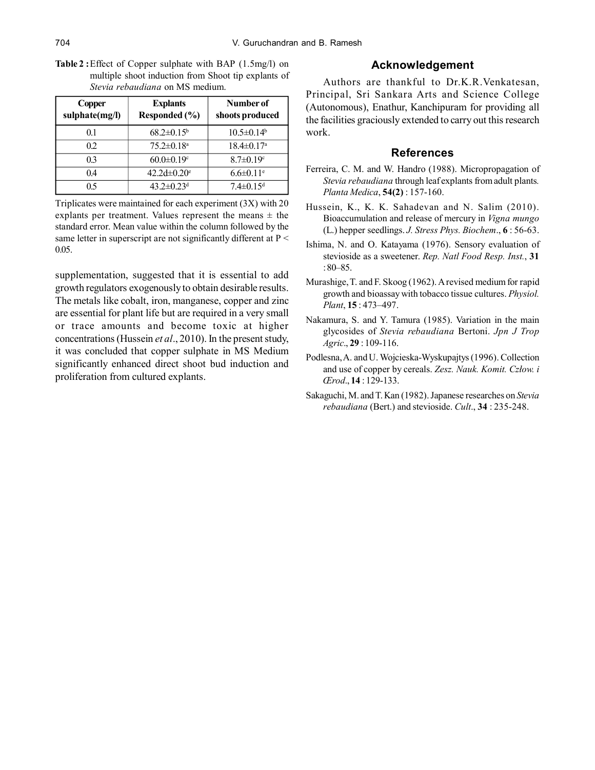**Table 2 :** Effect of Copper sulphate with BAP (1.5mg/l) on multiple shoot induction from Shoot tip explants of *Stevia rebaudiana* on MS medium.

| Copper sulphate(mg/l) | Explants Responded (%) | Number of shoots produced |
|---|---|---|
| 0.1 | 68.2±0.15[b] | 10.5±0.14[b] |
| 0.2 | 75.2±0.18[a] | 18.4±0.17[a] |
| 0.3 | 60.0±0.19[c] | 8.7±0.19[c] |
| 0.4 | 42.2d±0.20[e] | 6.6±0.11[e] |
| 0.5 | 43.2±0.23[d] | 7.4±0.15[d] |

Triplicates were maintained for each experiment (3X) with 20 explants per treatment. Values represent the means ± the standard error. Mean value within the column followed by the same letter in superscript are not significantly different at $P < 0.05$.

supplementation, suggested that it is essential to add growth regulators exogenously to obtain desirable results. The metals like cobalt, iron, manganese, copper and zinc are essential for plant life but are required in a very small or trace amounts and become toxic at higher concentrations (Hussein *et al*., 2010). In the present study, it was concluded that copper sulphate in MS Medium significantly enhanced direct shoot bud induction and proliferation from cultured explants.

## Acknowledgement

Authors are thankful to Dr.K.R.Venkatesan, Principal, Sri Sankara Arts and Science College (Autonomous), Enathur, Kanchipuram for providing all the facilities graciously extended to carry out this research work.

## References

Ferreira, C. M. and W. Handro (1988). Micropropagation of *Stevia rebaudiana* through leaf explants from adult plants. *Planta Medica*, **54(2)** : 157-160.

Hussein, K., K. K. Sahadevan and N. Salim (2010). Bioaccumulation and release of mercury in *Vigna mungo* (L.) hepper seedlings. *J. Stress Phys. Biochem*., **6** : 56-63.

Ishima, N. and O. Katayama (1976). Sensory evaluation of stevioside as a sweetener. *Rep. Natl Food Resp. Inst.*, **31** : 80–85.

Murashige, T. and F. Skoog (1962). A revised medium for rapid growth and bioassay with tobacco tissue cultures. *Physiol. Plant*, **15** : 473–497.

Nakamura, S. and Y. Tamura (1985). Variation in the main glycosides of *Stevia rebaudiana* Bertoni. *Jpn J Trop Agric*., **29** : 109-116.

Podlesna, A. and U. Wojcieska-Wyskupajtys (1996). Collection and use of copper by cereals. *Zesz. Nauk. Komit. Człow. i Œrod*., **14** : 129-133.

Sakaguchi, M. and T. Kan (1982). Japanese researches on *Stevia rebaudiana* (Bert.) and stevioside. *Cult*., **34** : 235-248.